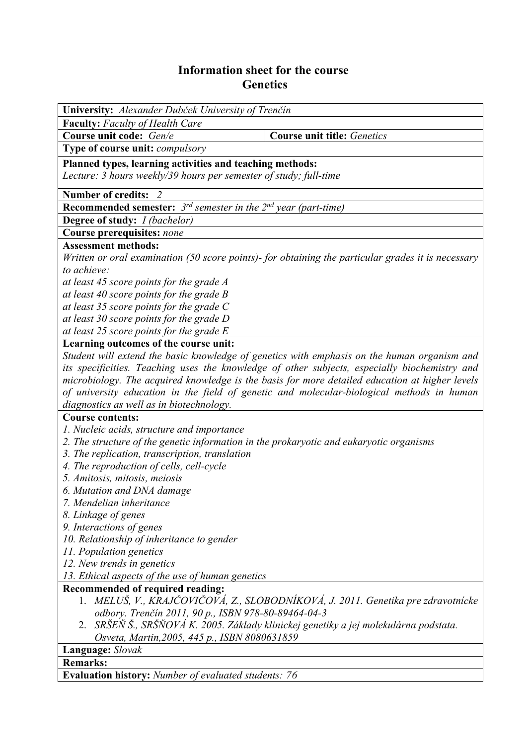# Information sheet for the course
# Genetics

**University:** *Alexander Dubček University of Trenčín*

**Faculty:** *Faculty of Health Care*

| **Course unit code:** *Gen/e* | **Course unit title:** *Genetics* |
|---|---|

**Type of course unit:** *compulsory*

**Planned types, learning activities and teaching methods:**
*Lecture: 3 hours weekly/39 hours per semester of study; full-time*

**Number of credits:** *2*

**Recommended semester:** *3rd semester in the 2nd year (part-time)*

**Degree of study:** *I (bachelor)*

**Course prerequisites:** *none*

**Assessment methods:**
*Written or oral examination (50 score points)- for obtaining the particular grades it is necessary to achieve:*
*at least 45 score points for the grade A*
*at least 40 score points for the grade B*
*at least 35 score points for the grade C*
*at least 30 score points for the grade D*
*at least 25 score points for the grade E*

**Learning outcomes of the course unit:**
*Student will extend the basic knowledge of genetics with emphasis on the human organism and its specificities. Teaching uses the knowledge of other subjects, especially biochemistry and microbiology. The acquired knowledge is the basis for more detailed education at higher levels of university education in the field of genetic and molecular-biological methods in human diagnostics as well as in biotechnology.*

**Course contents:**
*1. Nucleic acids, structure and importance*
*2. The structure of the genetic information in the prokaryotic and eukaryotic organisms*
*3. The replication, transcription, translation*
*4. The reproduction of cells, cell-cycle*
*5. Amitosis, mitosis, meiosis*
*6. Mutation and DNA damage*
*7. Mendelian inheritance*
*8. Linkage of genes*
*9. Interactions of genes*
*10. Relationship of inheritance to gender*
*11. Population genetics*
*12. New trends in genetics*
*13. Ethical aspects of the use of human genetics*

**Recommended of required reading:**
1. *MELUŠ, V., KRAJČOVIČOVÁ, Z., SLOBODNÍKOVÁ, J. 2011. Genetika pre zdravotnícke odbory. Trenčín 2011, 90 p., ISBN 978-80-89464-04-3*
2. *SRŠEŇ Š., SRŠŇOVÁ K. 2005. Základy klinickej genetiky a jej molekulárna podstata. Osveta, Martin,2005, 445 p., ISBN 8080631859*

**Language:** *Slovak*

**Remarks:**

**Evaluation history:** *Number of evaluated students: 76*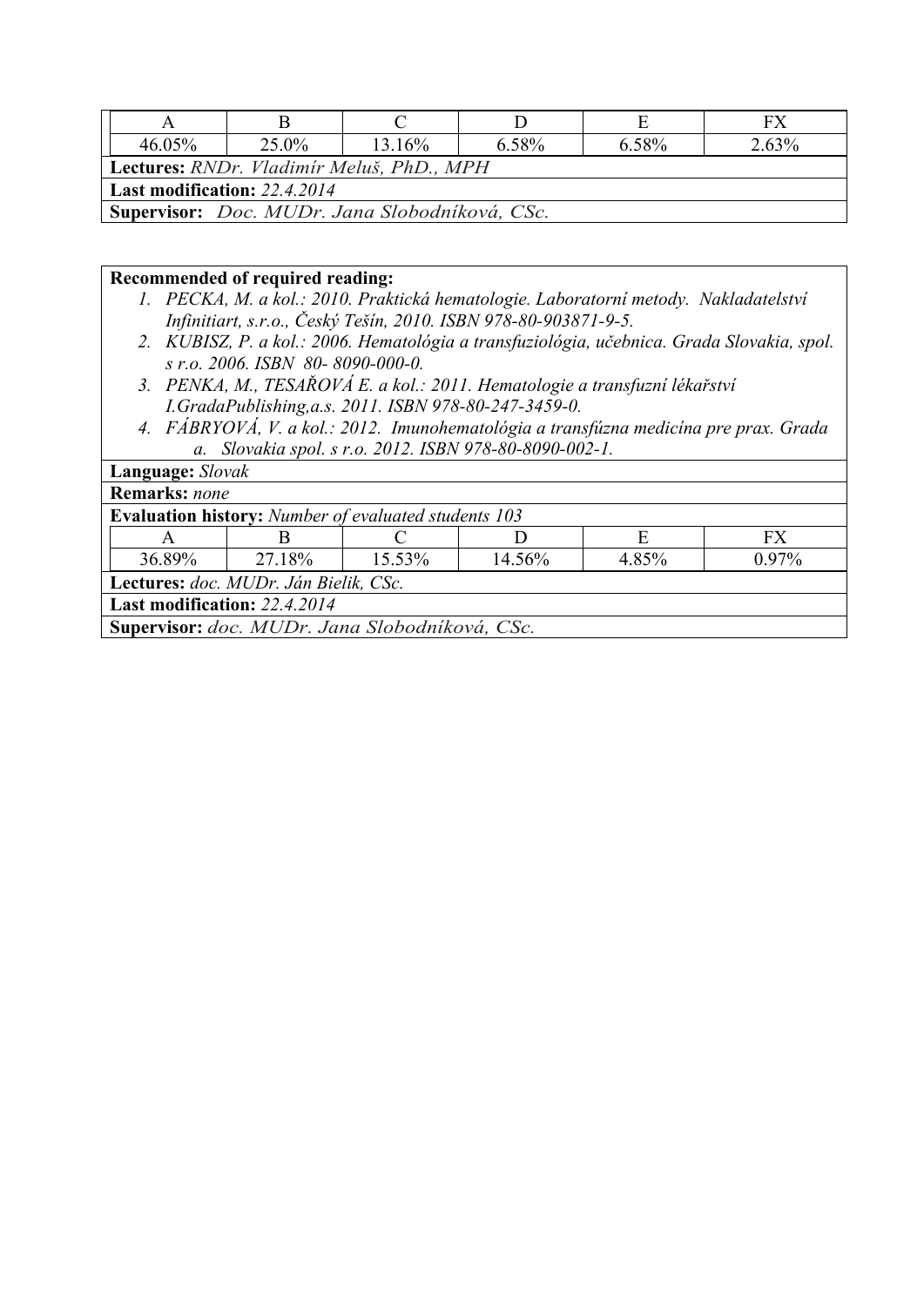| A | B | C | D | E | FX |
|---|---|---|---|---|---|
| 46.05% | 25.0% | 13.16% | 6.58% | 6.58% | 2.63% |

**Lectures:** *RNDr. Vladimír Meluš, PhD., MPH*

**Last modification:** *22.4.2014*

**Supervisor:** *Doc. MUDr. Jana Slobodníková, CSc.*

**Recommended of required reading:**

1. *PECKA, M. a kol.: 2010. Praktická hematologie. Laboratorní metody. Nakladatelství Infinitiart, s.r.o., Český Tešín, 2010. ISBN 978-80-903871-9-5.*
2. *KUBISZ, P. a kol.: 2006. Hematológia a transfuziológia, učebnica. Grada Slovakia, spol. s r.o. 2006. ISBN 80- 8090-000-0.*
3. *PENKA, M., TESAŘOVÁ E. a kol.: 2011. Hematologie a transfuzní lékařství I.GradaPublishing,a.s. 2011. ISBN 978-80-247-3459-0.*
4. *FÁBRYOVÁ, V. a kol.: 2012. Imunohematológia a transfúzna medicína pre prax. Grada*
    a. *Slovakia spol. s r.o. 2012. ISBN 978-80-8090-002-1.*

**Language:** *Slovak*

**Remarks:** *none*

**Evaluation history:** *Number of evaluated students 103*

| A | B | C | D | E | FX |
|---|---|---|---|---|---|
| 36.89% | 27.18% | 15.53% | 14.56% | 4.85% | 0.97% |

**Lectures:** *doc. MUDr. Ján Bielik, CSc.*

**Last modification:** *22.4.2014*

**Supervisor:** *doc. MUDr. Jana Slobodníková, CSc.*